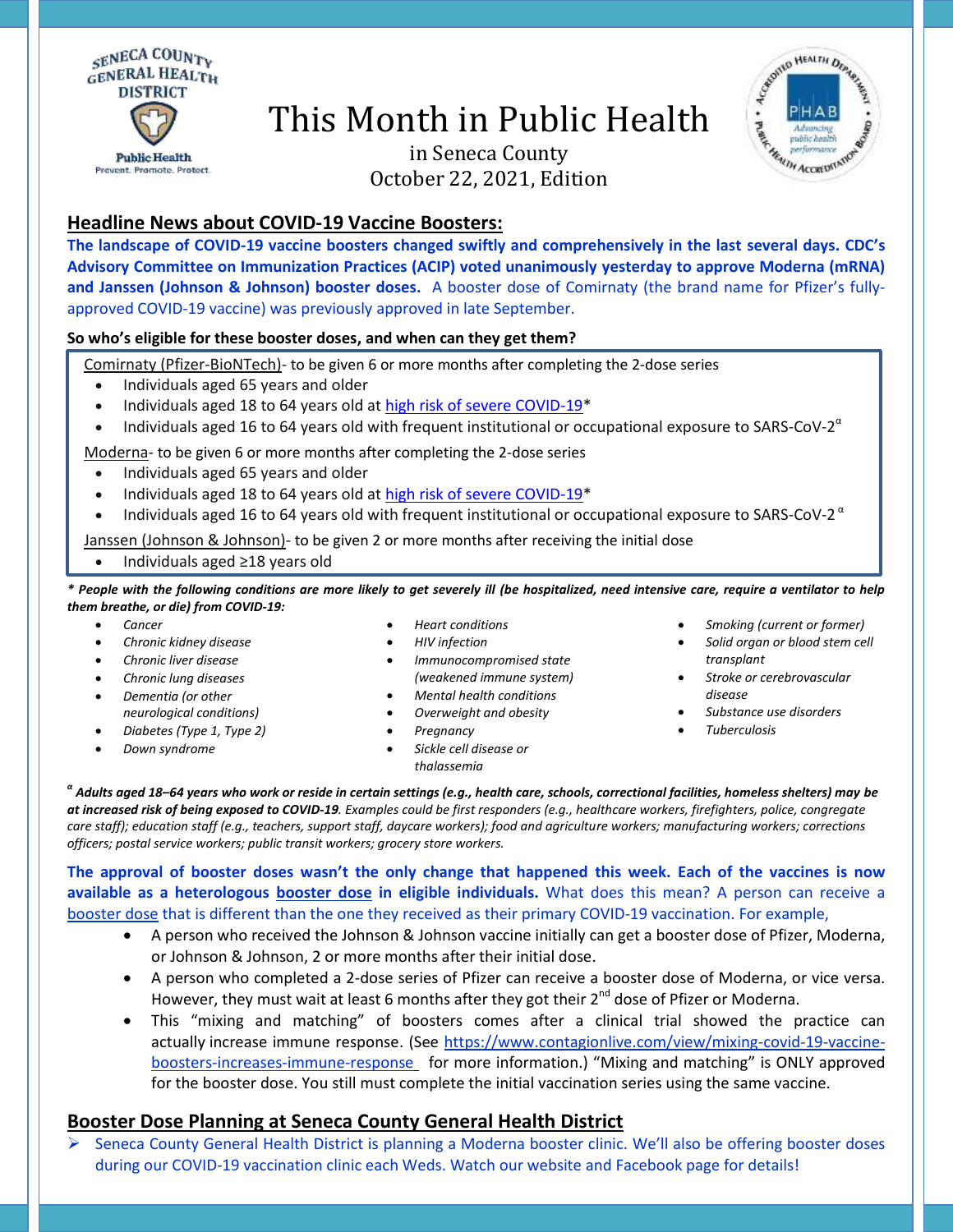SENECA COUNTY GENERAL HEALTH DISTRICT

Public Health
Prevent. Promote. Protect.

# This Month in Public Health

in Seneca County
October 22, 2021, Edition

## Headline News about COVID-19 Vaccine Boosters:

**The landscape of COVID-19 vaccine boosters changed swiftly and comprehensively in the last several days. CDC's Advisory Committee on Immunization Practices (ACIP) voted unanimously yesterday to approve Moderna (mRNA) and Janssen (Johnson & Johnson) booster doses.** A booster dose of Comirnaty (the brand name for Pfizer's fully-approved COVID-19 vaccine) was previously approved in late September.

**So who's eligible for these booster doses, and when can they get them?**

Comirnaty (Pfizer-BioNTech)- to be given 6 or more months after completing the 2-dose series

- Individuals aged 65 years and older
- Individuals aged 18 to 64 years old at high risk of severe COVID-19*
- Individuals aged 16 to 64 years old with frequent institutional or occupational exposure to SARS-CoV-2$^{\alpha}$

Moderna- to be given 6 or more months after completing the 2-dose series

- Individuals aged 65 years and older
- Individuals aged 18 to 64 years old at high risk of severe COVID-19*
- Individuals aged 16 to 64 years old with frequent institutional or occupational exposure to SARS-CoV-2$^{\alpha}$

Janssen (Johnson & Johnson)- to be given 2 or more months after receiving the initial dose

- Individuals aged ≥18 years old

***\* People with the following conditions are more likely to get severely ill (be hospitalized, need intensive care, require a ventilator to help them breathe, or die) from COVID-19:***

- *Cancer*
- *Chronic kidney disease*
- *Chronic liver disease*
- *Chronic lung diseases*
- *Dementia (or other neurological conditions)*
- *Diabetes (Type 1, Type 2)*
- *Down syndrome*
- *Heart conditions*
- *HIV infection*
- *Immunocompromised state (weakened immune system)*
- *Mental health conditions*
- *Overweight and obesity*
- *Pregnancy*
- *Sickle cell disease or thalassemia*
- *Smoking (current or former)*
- *Solid organ or blood stem cell transplant*
- *Stroke or cerebrovascular disease*
- *Substance use disorders*
- *Tuberculosis*

$^{\alpha}$ ***Adults aged 18–64 years who work or reside in certain settings (e.g., health care, schools, correctional facilities, homeless shelters) may be at increased risk of being exposed to COVID-19****. Examples could be first responders (e.g., healthcare workers, firefighters, police, congregate care staff); education staff (e.g., teachers, support staff, daycare workers); food and agriculture workers; manufacturing workers; corrections officers; postal service workers; public transit workers; grocery store workers.*

**The approval of booster doses wasn't the only change that happened this week. Each of the vaccines is now available as a heterologous booster dose in eligible individuals.** What does this mean? A person can receive a booster dose that is different than the one they received as their primary COVID-19 vaccination. For example,

- A person who received the Johnson & Johnson vaccine initially can get a booster dose of Pfizer, Moderna, or Johnson & Johnson, 2 or more months after their initial dose.
- A person who completed a 2-dose series of Pfizer can receive a booster dose of Moderna, or vice versa. However, they must wait at least 6 months after they got their 2nd dose of Pfizer or Moderna.
- This "mixing and matching" of boosters comes after a clinical trial showed the practice can actually increase immune response. (See https://www.contagionlive.com/view/mixing-covid-19-vaccine-boosters-increases-immune-response for more information.) "Mixing and matching" is ONLY approved for the booster dose. You still must complete the initial vaccination series using the same vaccine.

## Booster Dose Planning at Seneca County General Health District

- Seneca County General Health District is planning a Moderna booster clinic. We'll also be offering booster doses during our COVID-19 vaccination clinic each Weds. Watch our website and Facebook page for details!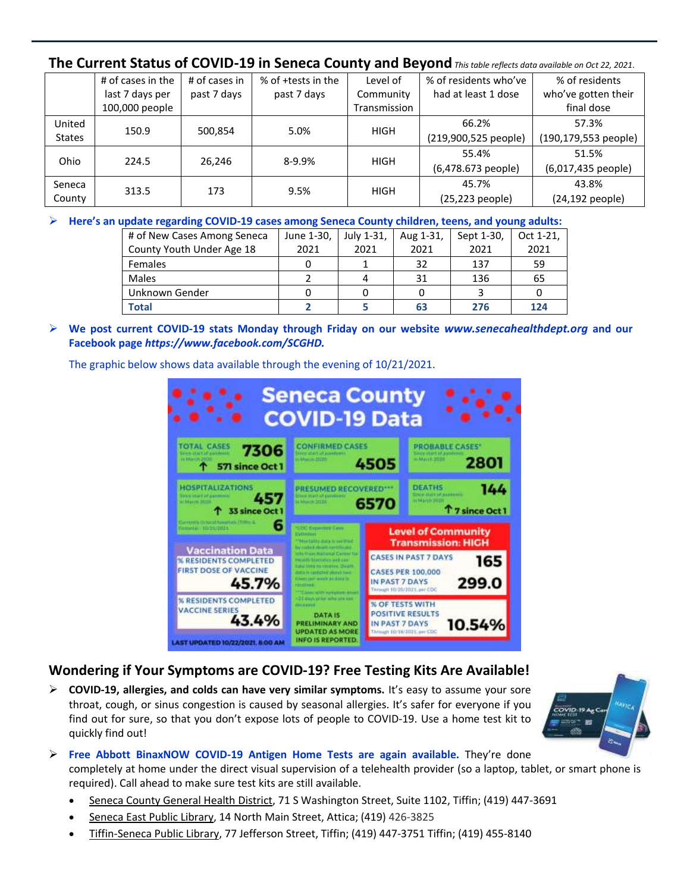## The Current Status of COVID-19 in Seneca County and Beyond

*This table reflects data available on Oct 22, 2021.*

| | # of cases in the last 7 days per 100,000 people | # of cases in past 7 days | % of +tests in the past 7 days | Level of Community Transmission | % of residents who've had at least 1 dose | % of residents who've gotten their final dose |
|---|---|---|---|---|---|---|
| United States | 150.9 | 500,854 | 5.0% | HIGH | 66.2% (219,900,525 people) | 57.3% (190,179,553 people) |
| Ohio | 224.5 | 26,246 | 8-9.9% | HIGH | 55.4% (6,478.673 people) | 51.5% (6,017,435 people) |
| Seneca County | 313.5 | 173 | 9.5% | HIGH | 45.7% (25,223 people) | 43.8% (24,192 people) |

- **Here's an update regarding COVID-19 cases among Seneca County children, teens, and young adults:**

| # of New Cases Among Seneca County Youth Under Age 18 | June 1-30, 2021 | July 1-31, 2021 | Aug 1-31, 2021 | Sept 1-30, 2021 | Oct 1-21, 2021 |
|---|---|---|---|---|---|
| Females | 0 | 1 | 32 | 137 | 59 |
| Males | 2 | 4 | 31 | 136 | 65 |
| Unknown Gender | 0 | 0 | 0 | 3 | 0 |
| **Total** | **2** | **5** | **63** | **276** | **124** |

- **We post current COVID-19 stats Monday through Friday on our website *www.senecahealthdept.org* and our Facebook page *https://www.facebook.com/SCGHD.***

The graphic below shows data available through the evening of 10/21/2021.

Seneca County COVID-19 Data

TOTAL CASES 7306
↑ 571 since Oct 1

CONFIRMED CASES 4505

PROBABLE CASES* 2801

HOSPITALIZATIONS 457
↑ 33 since Oct 1
6

PRESUMED RECOVERED*** 6570

DEATHS 144
↑ 7 since Oct 1

Vaccination Data
% RESIDENTS COMPLETED FIRST DOSE OF VACCINE 45.7%
% RESIDENTS COMPLETED VACCINE SERIES 43.4%

DATA IS PRELIMINARY AND UPDATED AS MORE INFO IS REPORTED.

Level of Community Transmission: HIGH
CASES IN PAST 7 DAYS 165
CASES PER 100,000 IN PAST 7 DAYS 299.0
% OF TESTS WITH POSITIVE RESULTS IN PAST 7 DAYS 10.54%

LAST UPDATED 10/22/2021, 8:00 AM

## Wondering if Your Symptoms are COVID-19? Free Testing Kits Are Available!

- **COVID-19, allergies, and colds can have very similar symptoms.** It's easy to assume your sore throat, cough, or sinus congestion is caused by seasonal allergies. It's safer for everyone if you find out for sure, so that you don't expose lots of people to COVID-19. Use a home test kit to quickly find out!
- **Free Abbott BinaxNOW COVID-19 Antigen Home Tests are again available.** They're done completely at home under the direct visual supervision of a telehealth provider (so a laptop, tablet, or smart phone is required). Call ahead to make sure test kits are still available.
  - Seneca County General Health District, 71 S Washington Street, Suite 1102, Tiffin; (419) 447-3691
  - Seneca East Public Library, 14 North Main Street, Attica; (419) 426-3825
  - Tiffin-Seneca Public Library, 77 Jefferson Street, Tiffin; (419) 447-3751 Tiffin; (419) 455-8140